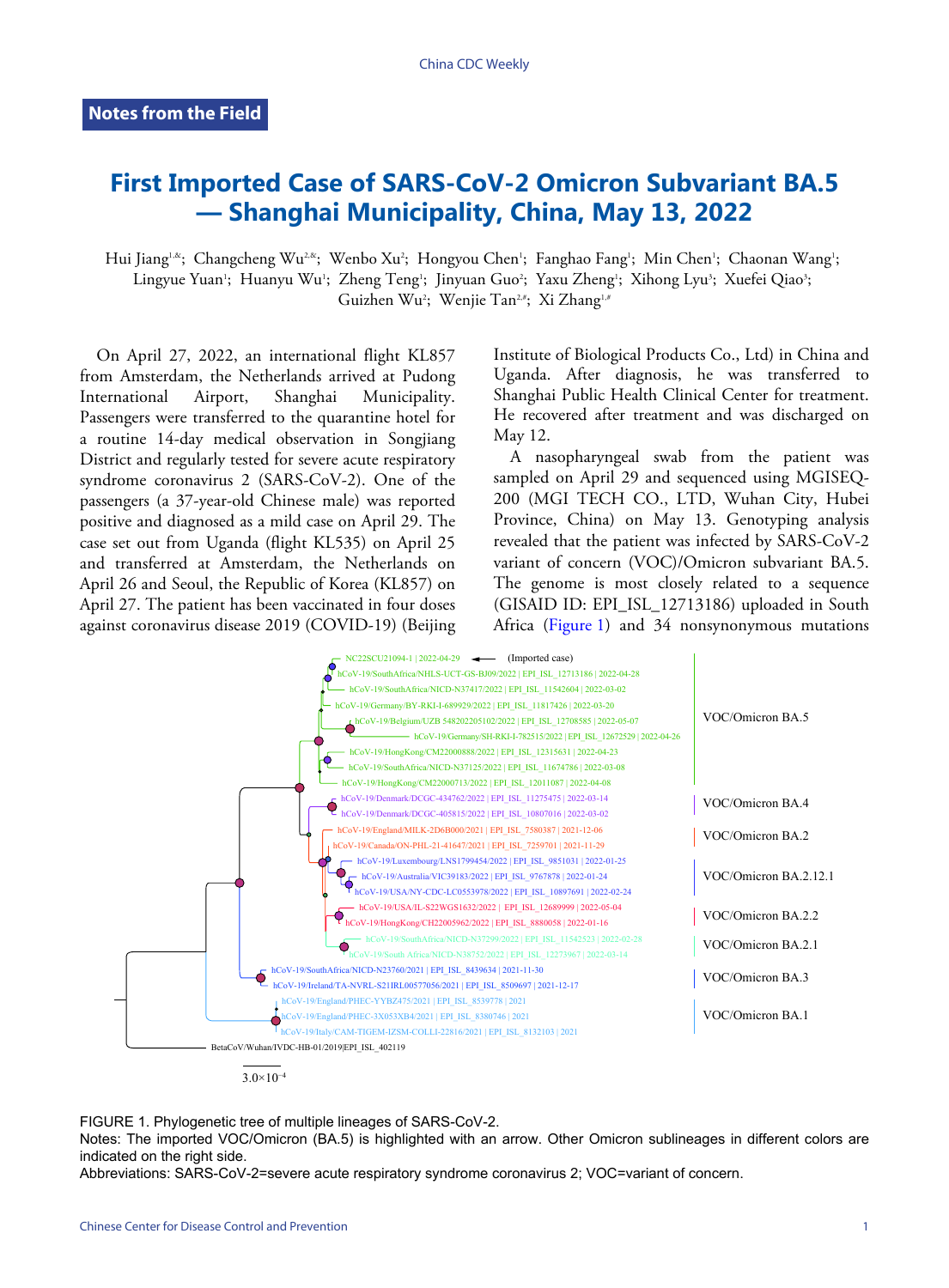**Notes from the Field**

# First Imported Case of SARS-CoV-2 Omicron Subvariant BA.5 — Shanghai Municipality, China, May 13, 2022

Hui Jiang[1,&]; Changcheng Wu[2,&]; Wenbo Xu[2]; Hongyou Chen[1]; Fanghao Fang[1]; Min Chen[1]; Chaonan Wang[1]; Lingyue Yuan[1]; Huanyu Wu[1]; Zheng Teng[1]; Jinyuan Guo[2]; Yaxu Zheng[1]; Xihong Lyu[3]; Xuefei Qiao[3]; Guizhen Wu[2]; Wenjie Tan[2,#]; Xi Zhang[1,#]

On April 27, 2022, an international flight KL857 from Amsterdam, the Netherlands arrived at Pudong International Airport, Shanghai Municipality. Passengers were transferred to the quarantine hotel for a routine 14-day medical observation in Songjiang District and regularly tested for severe acute respiratory syndrome coronavirus 2 (SARS-CoV-2). One of the passengers (a 37-year-old Chinese male) was reported positive and diagnosed as a mild case on April 29. The case set out from Uganda (flight KL535) on April 25 and transferred at Amsterdam, the Netherlands on April 26 and Seoul, the Republic of Korea (KL857) on April 27. The patient has been vaccinated in four doses against coronavirus disease 2019 (COVID-19) (Beijing Institute of Biological Products Co., Ltd) in China and Uganda. After diagnosis, he was transferred to Shanghai Public Health Clinical Center for treatment. He recovered after treatment and was discharged on May 12.

A nasopharyngeal swab from the patient was sampled on April 29 and sequenced using MGISEQ-200 (MGI TECH CO., LTD, Wuhan City, Hubei Province, China) on May 13. Genotyping analysis revealed that the patient was infected by SARS-CoV-2 variant of concern (VOC)/Omicron subvariant BA.5. The genome is most closely related to a sequence (GISAID ID: EPI_ISL_12713186) uploaded in South Africa (Figure 1) and 34 nonsynonymous mutations

FIGURE 1. Phylogenetic tree of multiple lineages of SARS-CoV-2.

Notes: The imported VOC/Omicron (BA.5) is highlighted with an arrow. Other Omicron sublineages in different colors are indicated on the right side.

Abbreviations: SARS-CoV-2=severe acute respiratory syndrome coronavirus 2; VOC=variant of concern.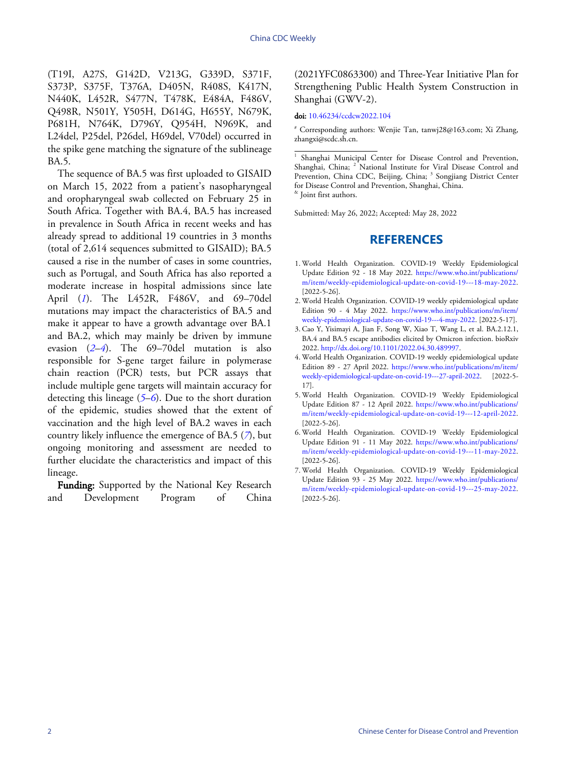(T19I, A27S, G142D, V213G, G339D, S371F, S373P, S375F, T376A, D405N, R408S, K417N, N440K, L452R, S477N, T478K, E484A, F486V, Q498R, N501Y, Y505H, D614G, H655Y, N679K, P681H, N764K, D796Y, Q954H, N969K, and L24del, P25del, P26del, H69del, V70del) occurred in the spike gene matching the signature of the sublineage BA.5.

The sequence of BA.5 was first uploaded to GISAID on March 15, 2022 from a patient's nasopharyngeal and oropharyngeal swab collected on February 25 in South Africa. Together with BA.4, BA.5 has increased in prevalence in South Africa in recent weeks and has already spread to additional 19 countries in 3 months (total of 2,614 sequences submitted to GISAID); BA.5 caused a rise in the number of cases in some countries, such as Portugal, and South Africa has also reported a moderate increase in hospital admissions since late April (*1*). The L452R, F486V, and 69–70del mutations may impact the characteristics of BA.5 and make it appear to have a growth advantage over BA.1 and BA.2, which may mainly be driven by immune evasion (*2*–*4*). The 69–70del mutation is also responsible for S-gene target failure in polymerase chain reaction (PCR) tests, but PCR assays that include multiple gene targets will maintain accuracy for detecting this lineage (*5*–*6*). Due to the short duration of the epidemic, studies showed that the extent of vaccination and the high level of BA.2 waves in each country likely influence the emergence of BA.5 (*7*), but ongoing monitoring and assessment are needed to further elucidate the characteristics and impact of this lineage.

**Funding:** Supported by the National Key Research and Development Program of China (2021YFC0863300) and Three-Year Initiative Plan for Strengthening Public Health System Construction in Shanghai (GWV-2).

**doi:** 10.46234/ccdcw2022.104

[#] Corresponding authors: Wenjie Tan, tanwj28@163.com; Xi Zhang, zhangxi@scdc.sh.cn.

[1] Shanghai Municipal Center for Disease Control and Prevention, Shanghai, China; [2] National Institute for Viral Disease Control and Prevention, China CDC, Beijing, China; [3] Songjiang District Center for Disease Control and Prevention, Shanghai, China.
[&] Joint first authors.

Submitted: May 26, 2022; Accepted: May 28, 2022

## REFERENCES

1. World Health Organization. COVID-19 Weekly Epidemiological Update Edition 92 - 18 May 2022. https://www.who.int/publications/m/item/weekly-epidemiological-update-on-covid-19---18-may-2022. [2022-5-26].
2. World Health Organization. COVID-19 weekly epidemiological update Edition 90 - 4 May 2022. https://www.who.int/publications/m/item/weekly-epidemiological-update-on-covid-19---4-may-2022. [2022-5-17].
3. Cao Y, Yisimayi A, Jian F, Song W, Xiao T, Wang L, et al. BA.2.12.1, BA.4 and BA.5 escape antibodies elicited by Omicron infection. bioRxiv 2022. http://dx.doi.org/10.1101/2022.04.30.489997.
4. World Health Organization. COVID-19 weekly epidemiological update Edition 89 - 27 April 2022. https://www.who.int/publications/m/item/weekly-epidemiological-update-on-covid-19---27-april-2022. [2022-5-17].
5. World Health Organization. COVID-19 Weekly Epidemiological Update Edition 87 - 12 April 2022. https://www.who.int/publications/m/item/weekly-epidemiological-update-on-covid-19---12-april-2022. [2022-5-26].
6. World Health Organization. COVID-19 Weekly Epidemiological Update Edition 91 - 11 May 2022. https://www.who.int/publications/m/item/weekly-epidemiological-update-on-covid-19---11-may-2022. [2022-5-26].
7. World Health Organization. COVID-19 Weekly Epidemiological Update Edition 93 - 25 May 2022. https://www.who.int/publications/m/item/weekly-epidemiological-update-on-covid-19---25-may-2022. [2022-5-26].